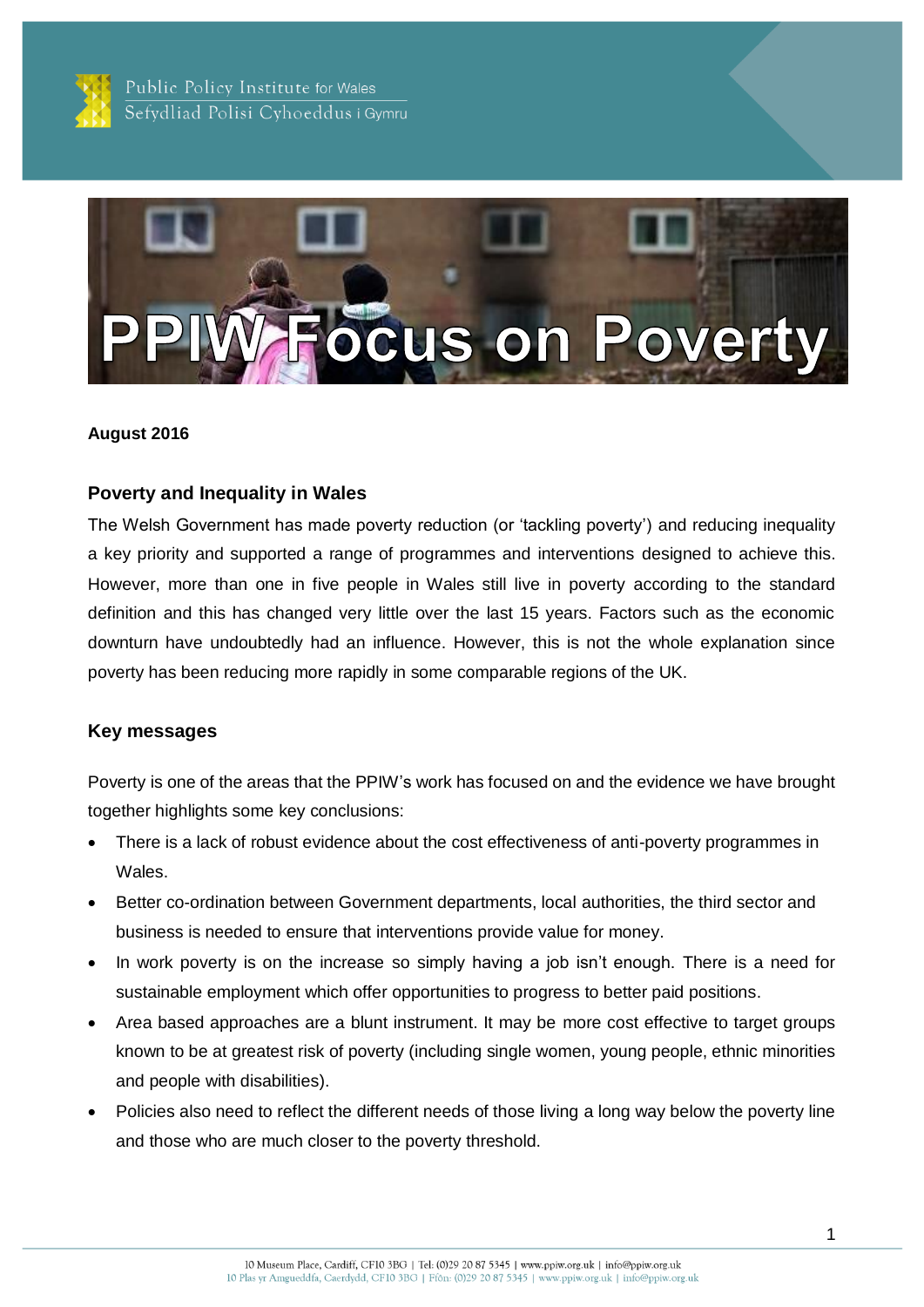# PPIW Focus on Poverty

**August 2016**

## Poverty and Inequality in Wales

The Welsh Government has made poverty reduction (or 'tackling poverty') and reducing inequality a key priority and supported a range of programmes and interventions designed to achieve this. However, more than one in five people in Wales still live in poverty according to the standard definition and this has changed very little over the last 15 years. Factors such as the economic downturn have undoubtedly had an influence. However, this is not the whole explanation since poverty has been reducing more rapidly in some comparable regions of the UK.

## Key messages

Poverty is one of the areas that the PPIW's work has focused on and the evidence we have brought together highlights some key conclusions:

- There is a lack of robust evidence about the cost effectiveness of anti-poverty programmes in Wales.
- Better co-ordination between Government departments, local authorities, the third sector and business is needed to ensure that interventions provide value for money.
- In work poverty is on the increase so simply having a job isn't enough. There is a need for sustainable employment which offer opportunities to progress to better paid positions.
- Area based approaches are a blunt instrument. It may be more cost effective to target groups known to be at greatest risk of poverty (including single women, young people, ethnic minorities and people with disabilities).
- Policies also need to reflect the different needs of those living a long way below the poverty line and those who are much closer to the poverty threshold.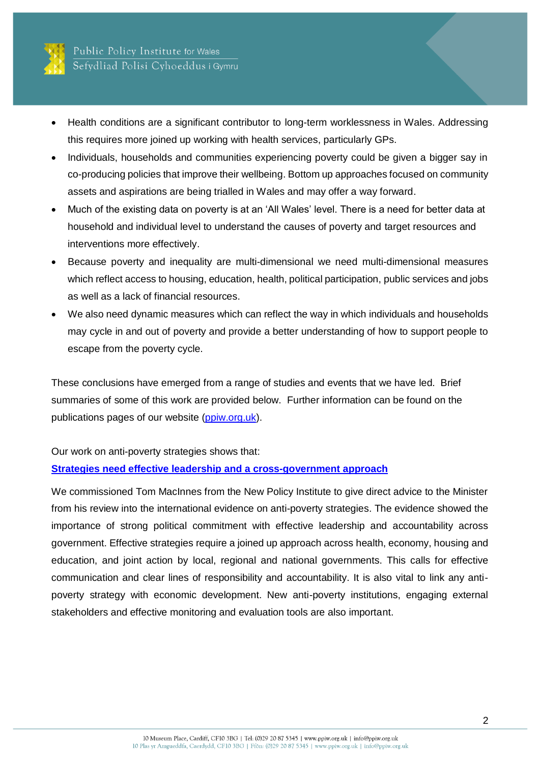- Health conditions are a significant contributor to long-term worklessness in Wales. Addressing this requires more joined up working with health services, particularly GPs.
- Individuals, households and communities experiencing poverty could be given a bigger say in co-producing policies that improve their wellbeing. Bottom up approaches focused on community assets and aspirations are being trialled in Wales and may offer a way forward.
- Much of the existing data on poverty is at an 'All Wales' level. There is a need for better data at household and individual level to understand the causes of poverty and target resources and interventions more effectively.
- Because poverty and inequality are multi-dimensional we need multi-dimensional measures which reflect access to housing, education, health, political participation, public services and jobs as well as a lack of financial resources.
- We also need dynamic measures which can reflect the way in which individuals and households may cycle in and out of poverty and provide a better understanding of how to support people to escape from the poverty cycle.

These conclusions have emerged from a range of studies and events that we have led. Brief summaries of some of this work are provided below. Further information can be found on the publications pages of our website (ppiw.org.uk).

Our work on anti-poverty strategies shows that:

**Strategies need effective leadership and a cross-government approach**

We commissioned Tom MacInnes from the New Policy Institute to give direct advice to the Minister from his review into the international evidence on anti-poverty strategies. The evidence showed the importance of strong political commitment with effective leadership and accountability across government. Effective strategies require a joined up approach across health, economy, housing and education, and joint action by local, regional and national governments. This calls for effective communication and clear lines of responsibility and accountability. It is also vital to link any anti-poverty strategy with economic development. New anti-poverty institutions, engaging external stakeholders and effective monitoring and evaluation tools are also important.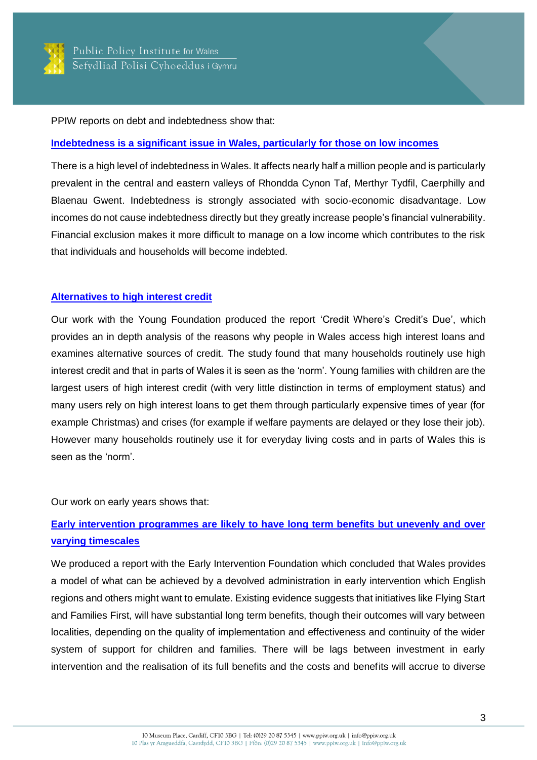PPIW reports on debt and indebtedness show that:

**Indebtedness is a significant issue in Wales, particularly for those on low incomes**

There is a high level of indebtedness in Wales. It affects nearly half a million people and is particularly prevalent in the central and eastern valleys of Rhondda Cynon Taf, Merthyr Tydfil, Caerphilly and Blaenau Gwent. Indebtedness is strongly associated with socio-economic disadvantage. Low incomes do not cause indebtedness directly but they greatly increase people's financial vulnerability. Financial exclusion makes it more difficult to manage on a low income which contributes to the risk that individuals and households will become indebted.

**Alternatives to high interest credit**

Our work with the Young Foundation produced the report 'Credit Where's Credit's Due', which provides an in depth analysis of the reasons why people in Wales access high interest loans and examines alternative sources of credit. The study found that many households routinely use high interest credit and that in parts of Wales it is seen as the 'norm'. Young families with children are the largest users of high interest credit (with very little distinction in terms of employment status) and many users rely on high interest loans to get them through particularly expensive times of year (for example Christmas) and crises (for example if welfare payments are delayed or they lose their job). However many households routinely use it for everyday living costs and in parts of Wales this is seen as the 'norm'.

Our work on early years shows that:

**Early intervention programmes are likely to have long term benefits but unevenly and over varying timescales**

We produced a report with the Early Intervention Foundation which concluded that Wales provides a model of what can be achieved by a devolved administration in early intervention which English regions and others might want to emulate. Existing evidence suggests that initiatives like Flying Start and Families First, will have substantial long term benefits, though their outcomes will vary between localities, depending on the quality of implementation and effectiveness and continuity of the wider system of support for children and families. There will be lags between investment in early intervention and the realisation of its full benefits and the costs and benefits will accrue to diverse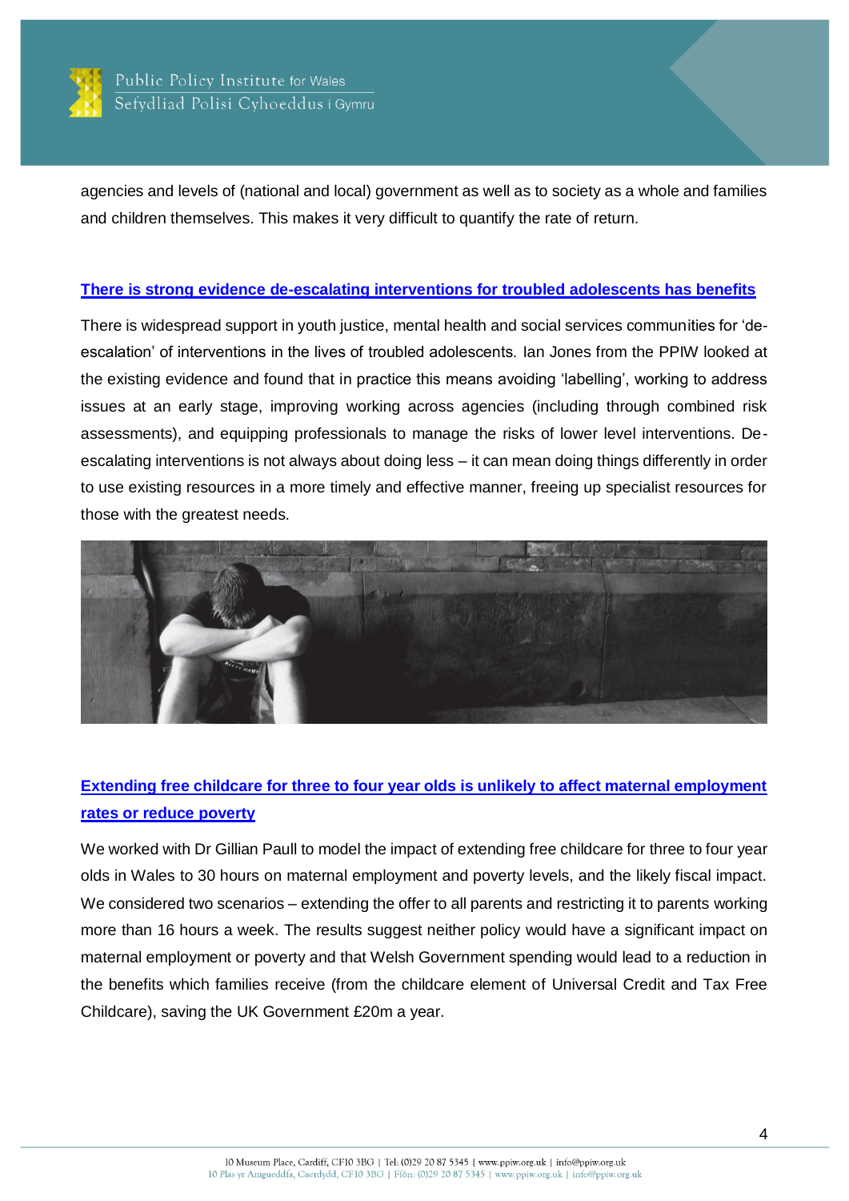agencies and levels of (national and local) government as well as to society as a whole and families and children themselves. This makes it very difficult to quantify the rate of return.

### There is strong evidence de-escalating interventions for troubled adolescents has benefits

There is widespread support in youth justice, mental health and social services communities for 'de-escalation' of interventions in the lives of troubled adolescents. Ian Jones from the PPIW looked at the existing evidence and found that in practice this means avoiding 'labelling', working to address issues at an early stage, improving working across agencies (including through combined risk assessments), and equipping professionals to manage the risks of lower level interventions. De-escalating interventions is not always about doing less – it can mean doing things differently in order to use existing resources in a more timely and effective manner, freeing up specialist resources for those with the greatest needs.

### Extending free childcare for three to four year olds is unlikely to affect maternal employment rates or reduce poverty

We worked with Dr Gillian Paull to model the impact of extending free childcare for three to four year olds in Wales to 30 hours on maternal employment and poverty levels, and the likely fiscal impact. We considered two scenarios – extending the offer to all parents and restricting it to parents working more than 16 hours a week. The results suggest neither policy would have a significant impact on maternal employment or poverty and that Welsh Government spending would lead to a reduction in the benefits which families receive (from the childcare element of Universal Credit and Tax Free Childcare), saving the UK Government £20m a year.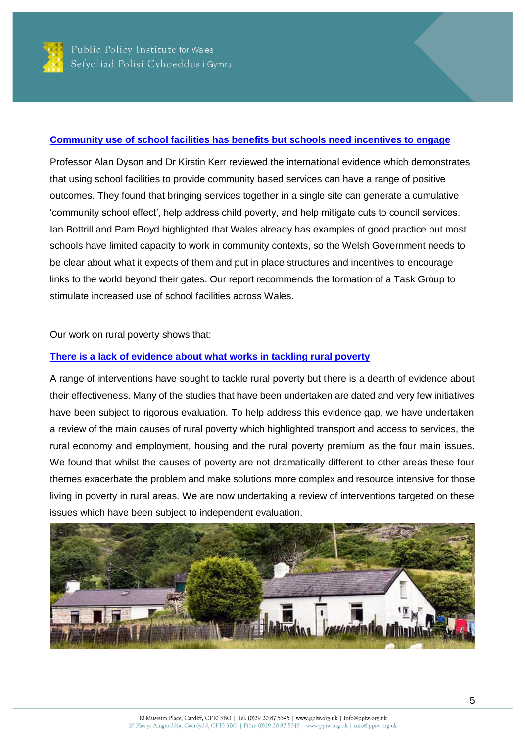**[Community use of school facilities has benefits but schools need incentives to engage]**

Professor Alan Dyson and Dr Kirstin Kerr reviewed the international evidence which demonstrates that using school facilities to provide community based services can have a range of positive outcomes. They found that bringing services together in a single site can generate a cumulative 'community school effect', help address child poverty, and help mitigate cuts to council services. Ian Bottrill and Pam Boyd highlighted that Wales already has examples of good practice but most schools have limited capacity to work in community contexts, so the Welsh Government needs to be clear about what it expects of them and put in place structures and incentives to encourage links to the world beyond their gates. Our report recommends the formation of a Task Group to stimulate increased use of school facilities across Wales.

Our work on rural poverty shows that:

**[There is a lack of evidence about what works in tackling rural poverty]**

A range of interventions have sought to tackle rural poverty but there is a dearth of evidence about their effectiveness. Many of the studies that have been undertaken are dated and very few initiatives have been subject to rigorous evaluation. To help address this evidence gap, we have undertaken a review of the main causes of rural poverty which highlighted transport and access to services, the rural economy and employment, housing and the rural poverty premium as the four main issues. We found that whilst the causes of poverty are not dramatically different to other areas these four themes exacerbate the problem and make solutions more complex and resource intensive for those living in poverty in rural areas. We are now undertaking a review of interventions targeted on these issues which have been subject to independent evaluation.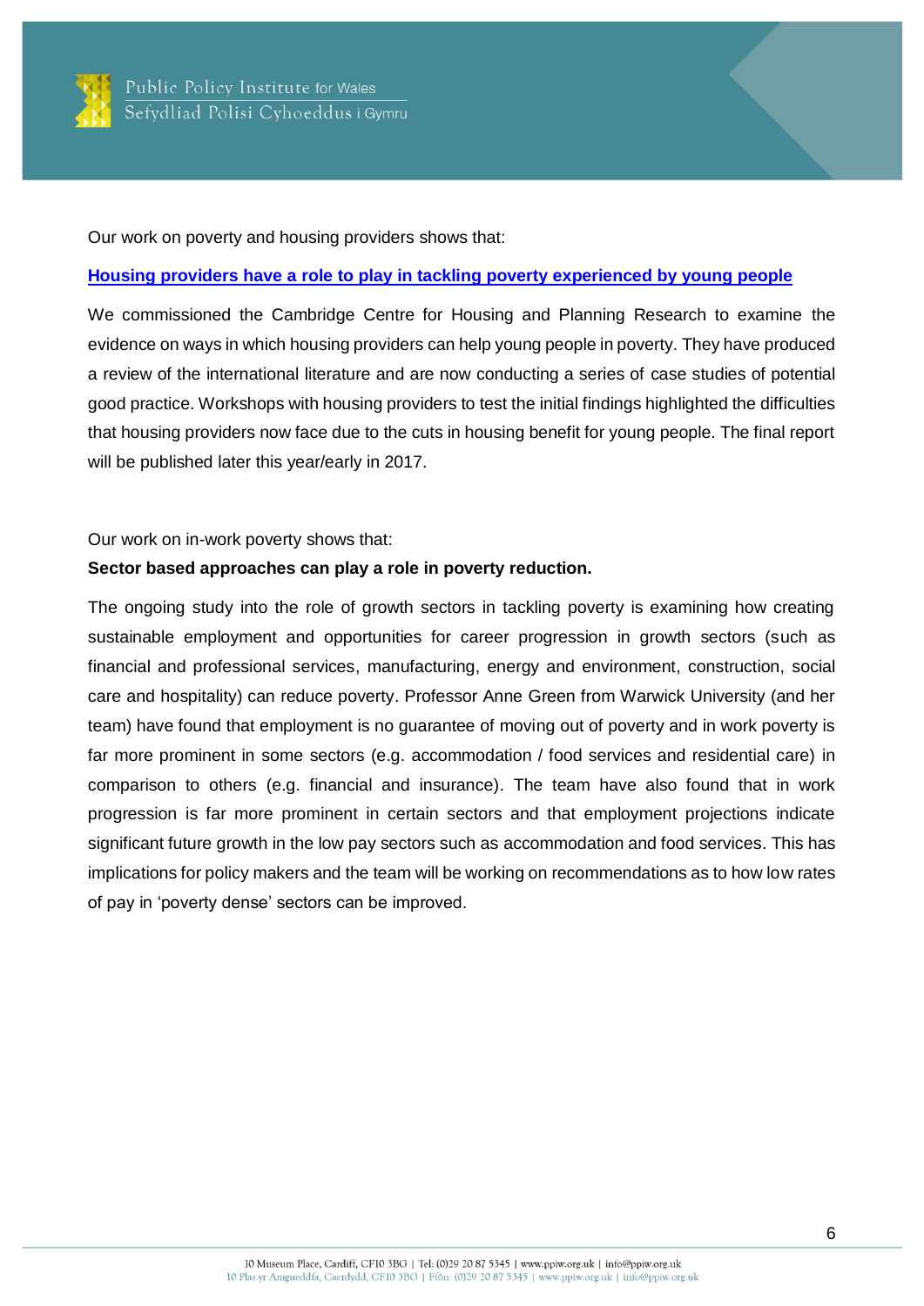Our work on poverty and housing providers shows that:

**Housing providers have a role to play in tackling poverty experienced by young people**

We commissioned the Cambridge Centre for Housing and Planning Research to examine the evidence on ways in which housing providers can help young people in poverty. They have produced a review of the international literature and are now conducting a series of case studies of potential good practice. Workshops with housing providers to test the initial findings highlighted the difficulties that housing providers now face due to the cuts in housing benefit for young people. The final report will be published later this year/early in 2017.

Our work on in-work poverty shows that:

**Sector based approaches can play a role in poverty reduction.**

The ongoing study into the role of growth sectors in tackling poverty is examining how creating sustainable employment and opportunities for career progression in growth sectors (such as financial and professional services, manufacturing, energy and environment, construction, social care and hospitality) can reduce poverty. Professor Anne Green from Warwick University (and her team) have found that employment is no guarantee of moving out of poverty and in work poverty is far more prominent in some sectors (e.g. accommodation / food services and residential care) in comparison to others (e.g. financial and insurance). The team have also found that in work progression is far more prominent in certain sectors and that employment projections indicate significant future growth in the low pay sectors such as accommodation and food services. This has implications for policy makers and the team will be working on recommendations as to how low rates of pay in 'poverty dense' sectors can be improved.